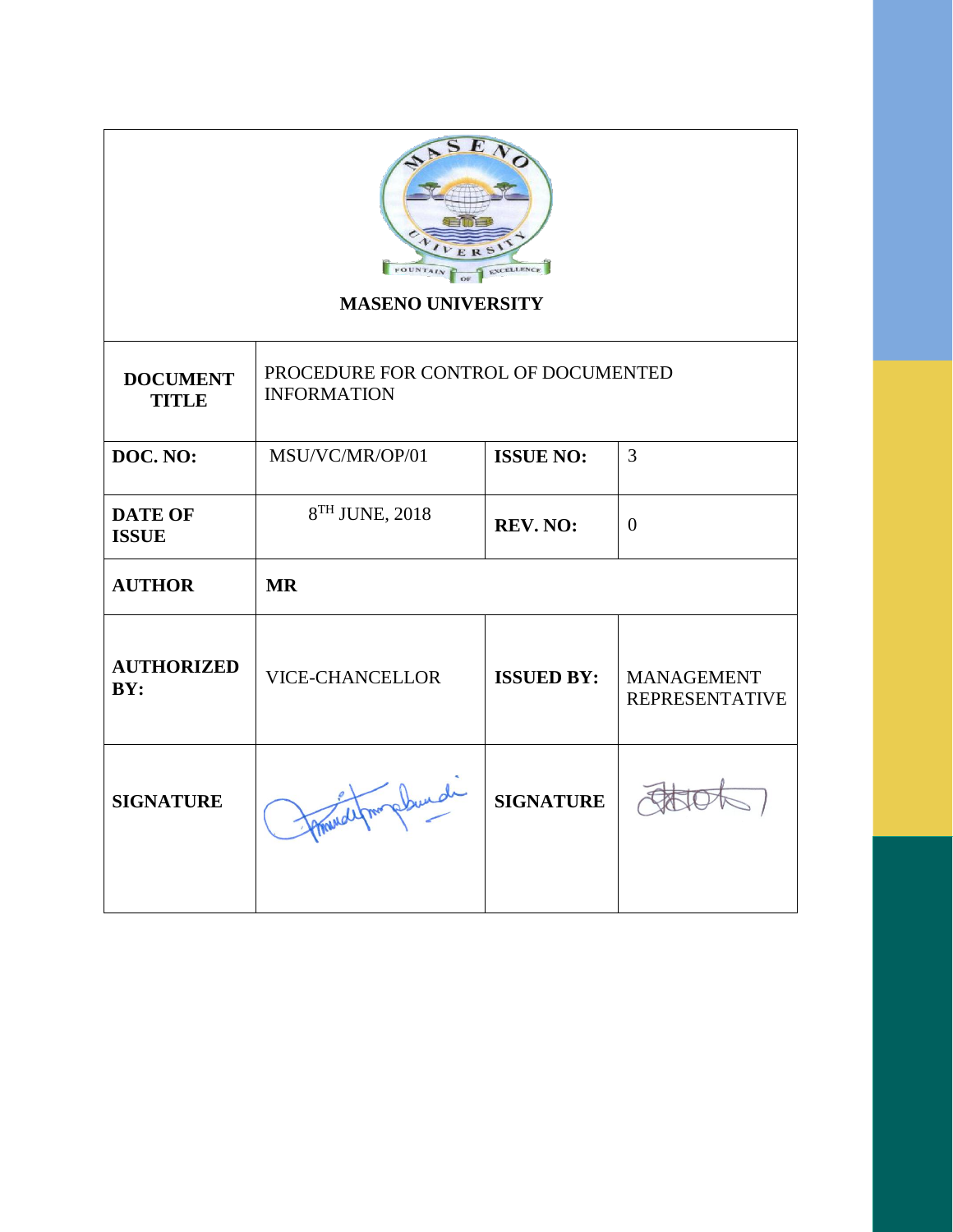**MASENO UNIVERSITY**

| **DOCUMENT TITLE** | PROCEDURE FOR CONTROL OF DOCUMENTED INFORMATION | | |
|---|---|---|---|
| **DOC. NO:** | MSU/VC/MR/OP/01 | **ISSUE NO:** | 3 |
| **DATE OF ISSUE** | 8TH JUNE, 2018 | **REV. NO:** | 0 |
| **AUTHOR** | **MR** | | |
| **AUTHORIZED BY:** | VICE-CHANCELLOR | **ISSUED BY:** | MANAGEMENT REPRESENTATIVE |
| **SIGNATURE** | | **SIGNATURE** | |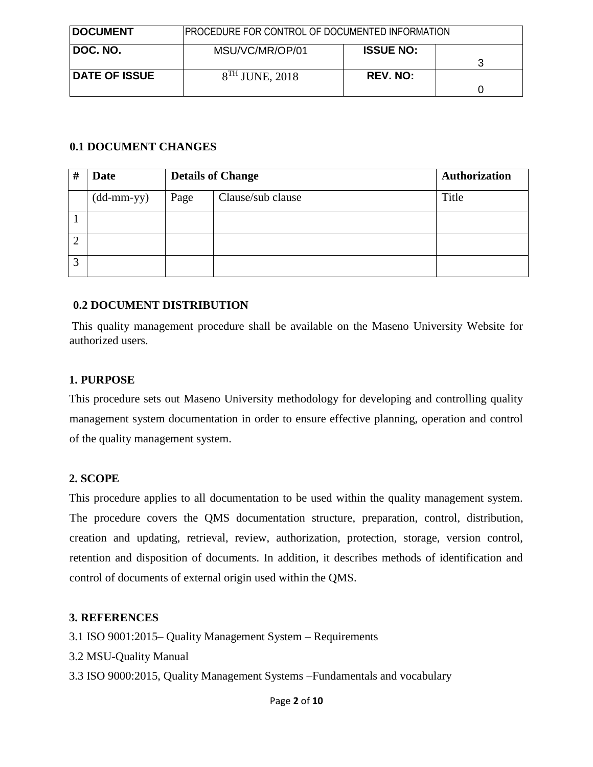| DOCUMENT | PROCEDURE FOR CONTROL OF DOCUMENTED INFORMATION | | |
|---|---|---|---|
| DOC. NO. | MSU/VC/MR/OP/01 | ISSUE NO: | 3 |
| DATE OF ISSUE | 8TH JUNE, 2018 | REV. NO: | 0 |

## 0.1 DOCUMENT CHANGES

| # | Date | Details of Change | | Authorization |
|---|---|---|---|---|
| | (dd-mm-yy) | Page | Clause/sub clause | Title |
| 1 | | | | |
| 2 | | | | |
| 3 | | | | |

## 0.2 DOCUMENT DISTRIBUTION

This quality management procedure shall be available on the Maseno University Website for authorized users.

## 1. PURPOSE

This procedure sets out Maseno University methodology for developing and controlling quality management system documentation in order to ensure effective planning, operation and control of the quality management system.

## 2. SCOPE

This procedure applies to all documentation to be used within the quality management system. The procedure covers the QMS documentation structure, preparation, control, distribution, creation and updating, retrieval, review, authorization, protection, storage, version control, retention and disposition of documents. In addition, it describes methods of identification and control of documents of external origin used within the QMS.

## 3. REFERENCES

3.1 ISO 9001:2015– Quality Management System – Requirements

3.2 MSU-Quality Manual

3.3 ISO 9000:2015, Quality Management Systems –Fundamentals and vocabulary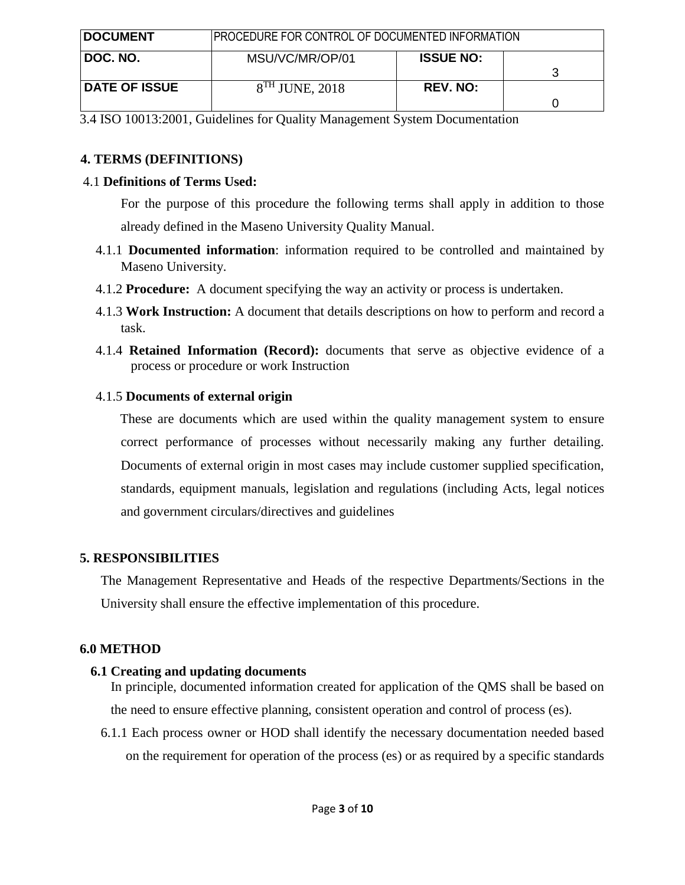3.4 ISO 10013:2001, Guidelines for Quality Management System Documentation

## 4. TERMS (DEFINITIONS)

### 4.1 Definitions of Terms Used:

For the purpose of this procedure the following terms shall apply in addition to those already defined in the Maseno University Quality Manual.

4.1.1 **Documented information**: information required to be controlled and maintained by Maseno University.

4.1.2 **Procedure:** A document specifying the way an activity or process is undertaken.

4.1.3 **Work Instruction:** A document that details descriptions on how to perform and record a task.

4.1.4 **Retained Information (Record):** documents that serve as objective evidence of a process or procedure or work Instruction

4.1.5 **Documents of external origin**

These are documents which are used within the quality management system to ensure correct performance of processes without necessarily making any further detailing. Documents of external origin in most cases may include customer supplied specification, standards, equipment manuals, legislation and regulations (including Acts, legal notices and government circulars/directives and guidelines

## 5. RESPONSIBILITIES

The Management Representative and Heads of the respective Departments/Sections in the University shall ensure the effective implementation of this procedure.

## 6.0 METHOD

### 6.1 Creating and updating documents

In principle, documented information created for application of the QMS shall be based on the need to ensure effective planning, consistent operation and control of process (es).

6.1.1 Each process owner or HOD shall identify the necessary documentation needed based on the requirement for operation of the process (es) or as required by a specific standards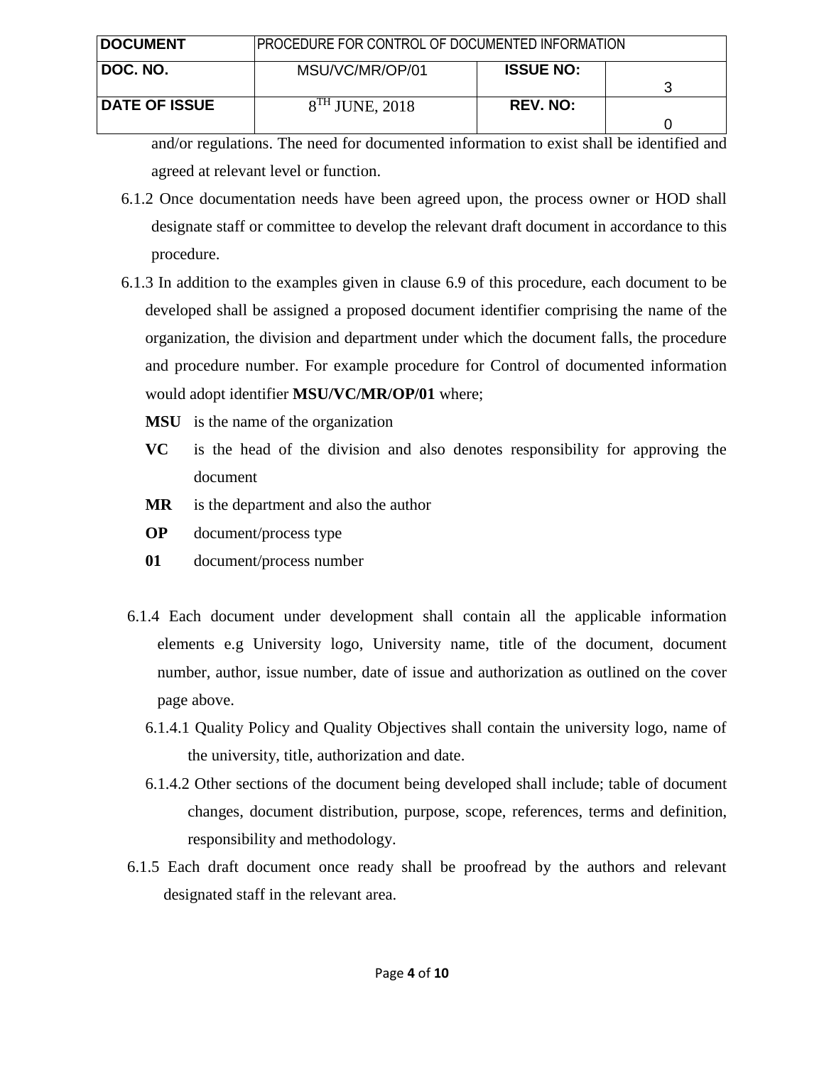and/or regulations. The need for documented information to exist shall be identified and agreed at relevant level or function.

6.1.2 Once documentation needs have been agreed upon, the process owner or HOD shall designate staff or committee to develop the relevant draft document in accordance to this procedure.

6.1.3 In addition to the examples given in clause 6.9 of this procedure, each document to be developed shall be assigned a proposed document identifier comprising the name of the organization, the division and department under which the document falls, the procedure and procedure number. For example procedure for Control of documented information would adopt identifier **MSU/VC/MR/OP/01** where;

**MSU** is the name of the organization

**VC** is the head of the division and also denotes responsibility for approving the document

**MR** is the department and also the author

**OP** document/process type

**01** document/process number

6.1.4 Each document under development shall contain all the applicable information elements e.g University logo, University name, title of the document, document number, author, issue number, date of issue and authorization as outlined on the cover page above.

6.1.4.1 Quality Policy and Quality Objectives shall contain the university logo, name of the university, title, authorization and date.

6.1.4.2 Other sections of the document being developed shall include; table of document changes, document distribution, purpose, scope, references, terms and definition, responsibility and methodology.

6.1.5 Each draft document once ready shall be proofread by the authors and relevant designated staff in the relevant area.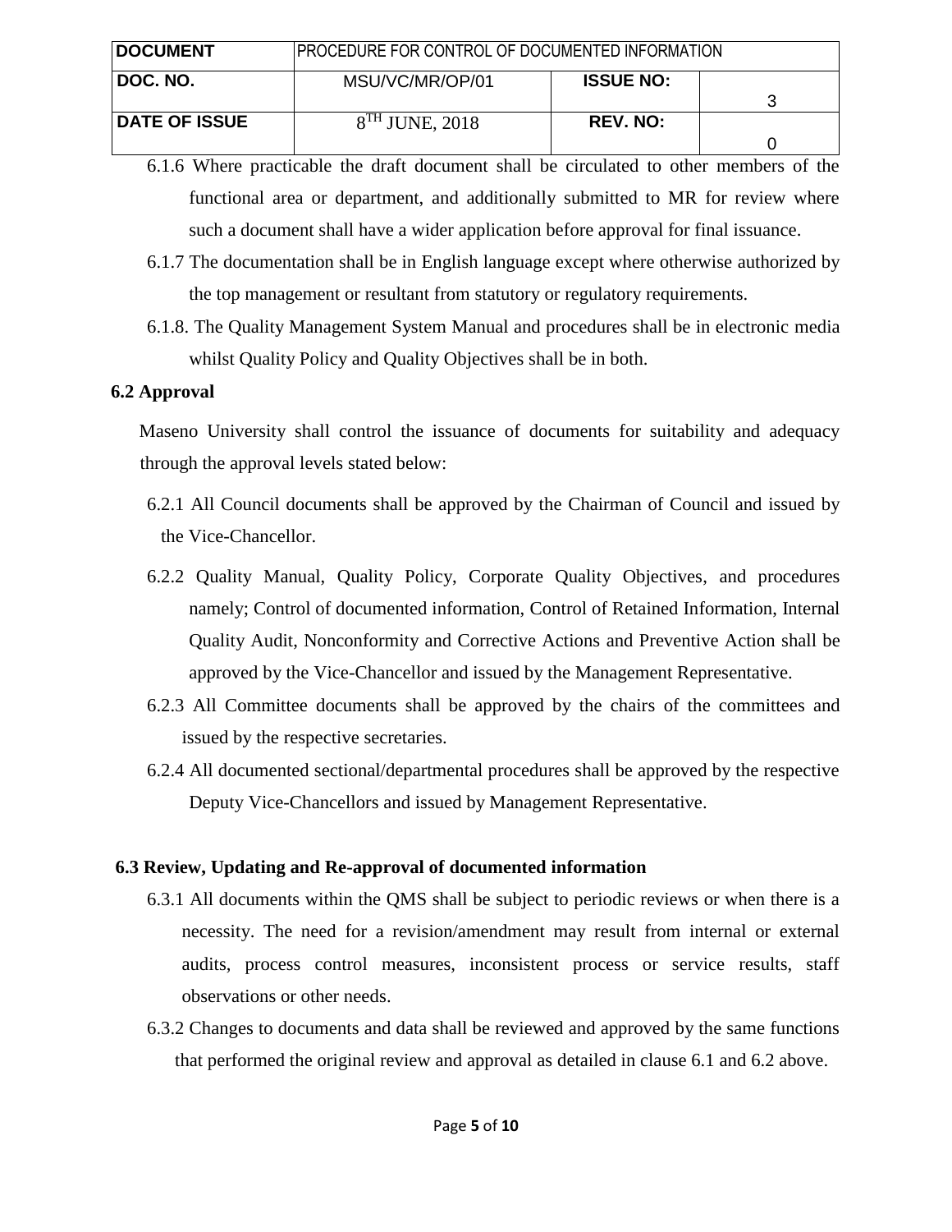6.1.6 Where practicable the draft document shall be circulated to other members of the functional area or department, and additionally submitted to MR for review where such a document shall have a wider application before approval for final issuance.

6.1.7 The documentation shall be in English language except where otherwise authorized by the top management or resultant from statutory or regulatory requirements.

6.1.8. The Quality Management System Manual and procedures shall be in electronic media whilst Quality Policy and Quality Objectives shall be in both.

### 6.2 Approval

Maseno University shall control the issuance of documents for suitability and adequacy through the approval levels stated below:

6.2.1 All Council documents shall be approved by the Chairman of Council and issued by the Vice-Chancellor.

6.2.2 Quality Manual, Quality Policy, Corporate Quality Objectives, and procedures namely; Control of documented information, Control of Retained Information, Internal Quality Audit, Nonconformity and Corrective Actions and Preventive Action shall be approved by the Vice-Chancellor and issued by the Management Representative.

6.2.3 All Committee documents shall be approved by the chairs of the committees and issued by the respective secretaries.

6.2.4 All documented sectional/departmental procedures shall be approved by the respective Deputy Vice-Chancellors and issued by Management Representative.

### 6.3 Review, Updating and Re-approval of documented information

6.3.1 All documents within the QMS shall be subject to periodic reviews or when there is a necessity. The need for a revision/amendment may result from internal or external audits, process control measures, inconsistent process or service results, staff observations or other needs.

6.3.2 Changes to documents and data shall be reviewed and approved by the same functions that performed the original review and approval as detailed in clause 6.1 and 6.2 above.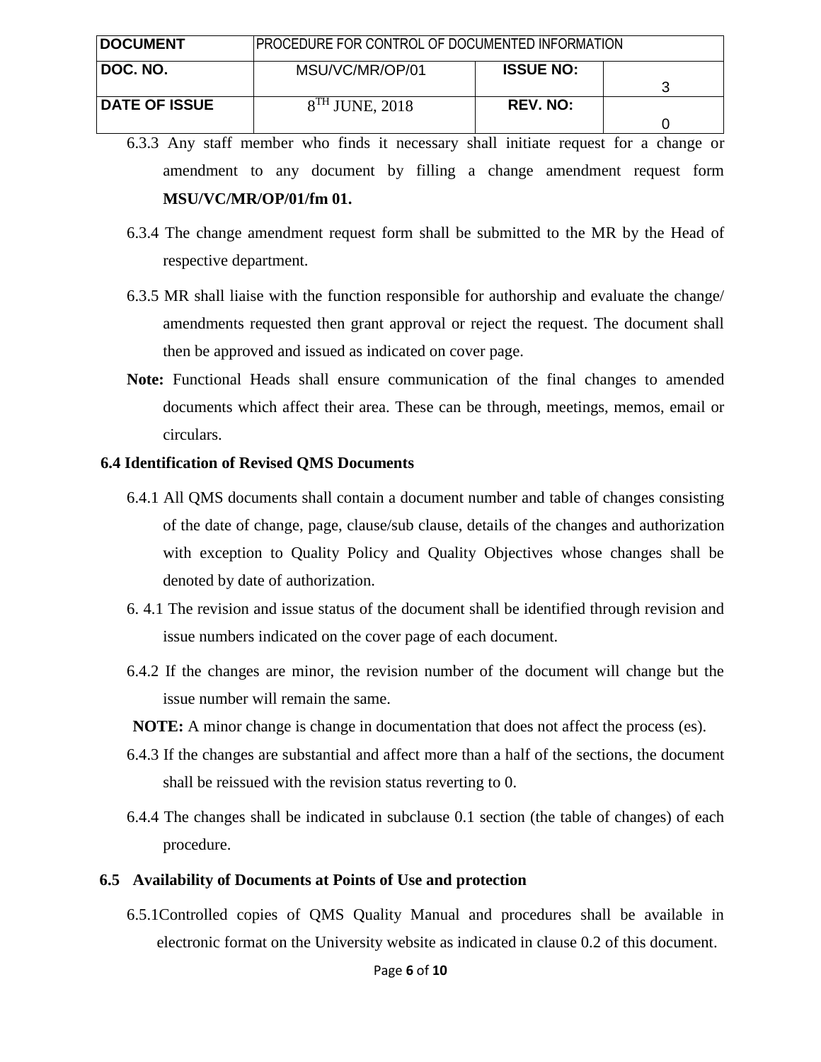6.3.3 Any staff member who finds it necessary shall initiate request for a change or amendment to any document by filling a change amendment request form **MSU/VC/MR/OP/01/fm 01.**

6.3.4 The change amendment request form shall be submitted to the MR by the Head of respective department.

6.3.5 MR shall liaise with the function responsible for authorship and evaluate the change/ amendments requested then grant approval or reject the request. The document shall then be approved and issued as indicated on cover page.

**Note:** Functional Heads shall ensure communication of the final changes to amended documents which affect their area. These can be through, meetings, memos, email or circulars.

### 6.4 Identification of Revised QMS Documents

6.4.1 All QMS documents shall contain a document number and table of changes consisting of the date of change, page, clause/sub clause, details of the changes and authorization with exception to Quality Policy and Quality Objectives whose changes shall be denoted by date of authorization.

6. 4.1 The revision and issue status of the document shall be identified through revision and issue numbers indicated on the cover page of each document.

6.4.2 If the changes are minor, the revision number of the document will change but the issue number will remain the same.

**NOTE:** A minor change is change in documentation that does not affect the process (es).

6.4.3 If the changes are substantial and affect more than a half of the sections, the document shall be reissued with the revision status reverting to 0.

6.4.4 The changes shall be indicated in subclause 0.1 section (the table of changes) of each procedure.

### 6.5 Availability of Documents at Points of Use and protection

6.5.1Controlled copies of QMS Quality Manual and procedures shall be available in electronic format on the University website as indicated in clause 0.2 of this document.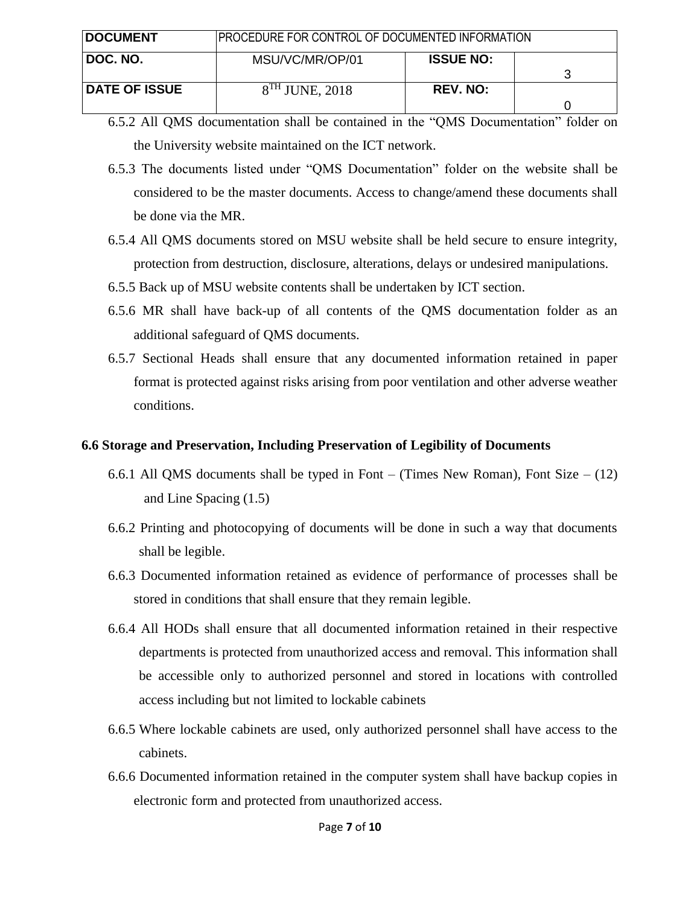6.5.2 All QMS documentation shall be contained in the "QMS Documentation" folder on the University website maintained on the ICT network.

6.5.3 The documents listed under "QMS Documentation" folder on the website shall be considered to be the master documents. Access to change/amend these documents shall be done via the MR.

6.5.4 All QMS documents stored on MSU website shall be held secure to ensure integrity, protection from destruction, disclosure, alterations, delays or undesired manipulations.

6.5.5 Back up of MSU website contents shall be undertaken by ICT section.

6.5.6 MR shall have back-up of all contents of the QMS documentation folder as an additional safeguard of QMS documents.

6.5.7 Sectional Heads shall ensure that any documented information retained in paper format is protected against risks arising from poor ventilation and other adverse weather conditions.

### 6.6 Storage and Preservation, Including Preservation of Legibility of Documents

6.6.1 All QMS documents shall be typed in Font – (Times New Roman), Font Size – (12) and Line Spacing (1.5)

6.6.2 Printing and photocopying of documents will be done in such a way that documents shall be legible.

6.6.3 Documented information retained as evidence of performance of processes shall be stored in conditions that shall ensure that they remain legible.

6.6.4 All HODs shall ensure that all documented information retained in their respective departments is protected from unauthorized access and removal. This information shall be accessible only to authorized personnel and stored in locations with controlled access including but not limited to lockable cabinets

6.6.5 Where lockable cabinets are used, only authorized personnel shall have access to the cabinets.

6.6.6 Documented information retained in the computer system shall have backup copies in electronic form and protected from unauthorized access.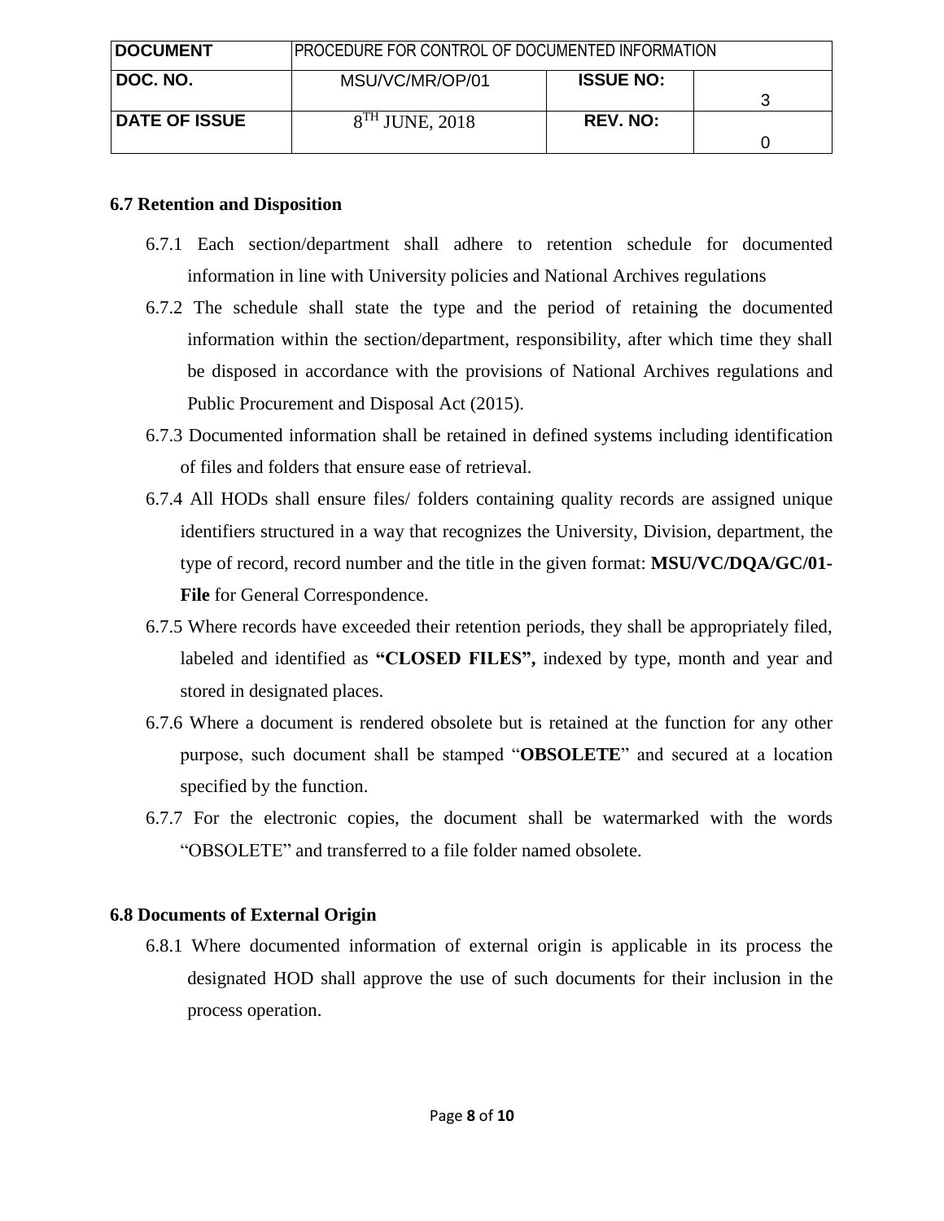### 6.7 Retention and Disposition

6.7.1 Each section/department shall adhere to retention schedule for documented information in line with University policies and National Archives regulations

6.7.2 The schedule shall state the type and the period of retaining the documented information within the section/department, responsibility, after which time they shall be disposed in accordance with the provisions of National Archives regulations and Public Procurement and Disposal Act (2015).

6.7.3 Documented information shall be retained in defined systems including identification of files and folders that ensure ease of retrieval.

6.7.4 All HODs shall ensure files/ folders containing quality records are assigned unique identifiers structured in a way that recognizes the University, Division, department, the type of record, record number and the title in the given format: **MSU/VC/DQA/GC/01-File** for General Correspondence.

6.7.5 Where records have exceeded their retention periods, they shall be appropriately filed, labeled and identified as **"CLOSED FILES",** indexed by type, month and year and stored in designated places.

6.7.6 Where a document is rendered obsolete but is retained at the function for any other purpose, such document shall be stamped "**OBSOLETE**" and secured at a location specified by the function.

6.7.7 For the electronic copies, the document shall be watermarked with the words "OBSOLETE" and transferred to a file folder named obsolete.

### 6.8 Documents of External Origin

6.8.1 Where documented information of external origin is applicable in its process the designated HOD shall approve the use of such documents for their inclusion in the process operation.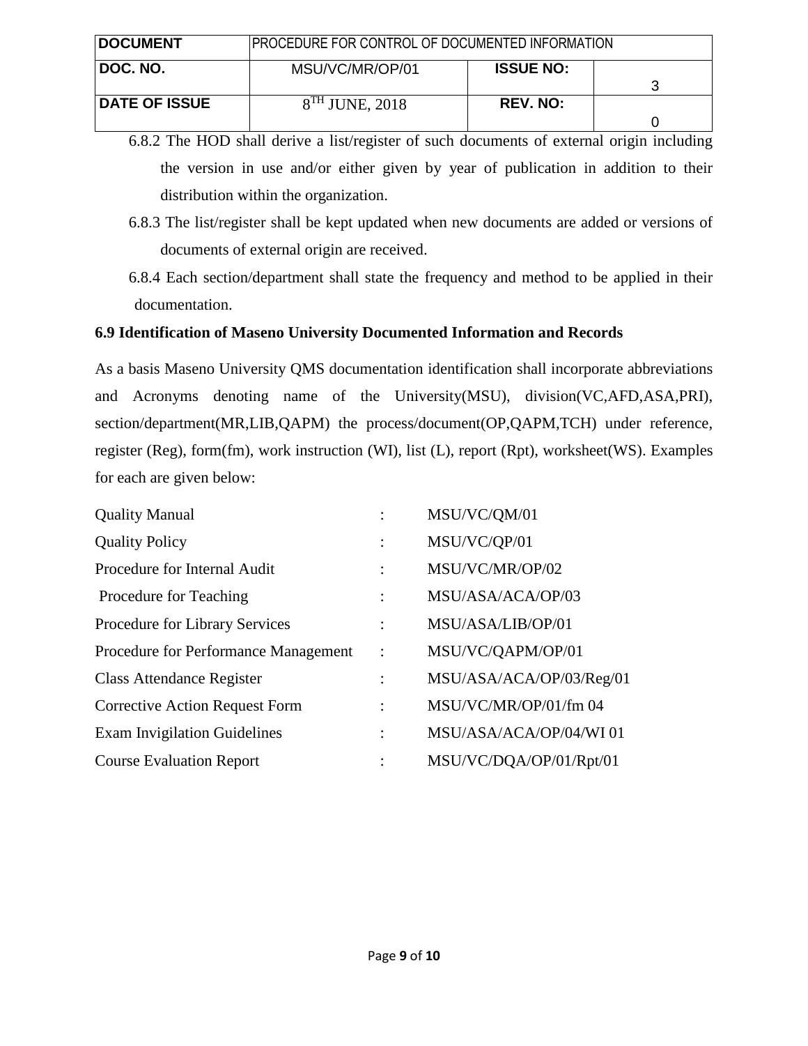6.8.2 The HOD shall derive a list/register of such documents of external origin including the version in use and/or either given by year of publication in addition to their distribution within the organization.

6.8.3 The list/register shall be kept updated when new documents are added or versions of documents of external origin are received.

6.8.4 Each section/department shall state the frequency and method to be applied in their documentation.

**6.9 Identification of Maseno University Documented Information and Records**

As a basis Maseno University QMS documentation identification shall incorporate abbreviations and Acronyms denoting name of the University(MSU), division(VC,AFD,ASA,PRI), section/department(MR,LIB,QAPM) the process/document(OP,QAPM,TCH) under reference, register (Reg), form(fm), work instruction (WI), list (L), report (Rpt), worksheet(WS). Examples for each are given below:

| | | |
|---|---|---|
| Quality Manual | : | MSU/VC/QM/01 |
| Quality Policy | : | MSU/VC/QP/01 |
| Procedure for Internal Audit | : | MSU/VC/MR/OP/02 |
| Procedure for Teaching | : | MSU/ASA/ACA/OP/03 |
| Procedure for Library Services | : | MSU/ASA/LIB/OP/01 |
| Procedure for Performance Management | : | MSU/VC/QAPM/OP/01 |
| Class Attendance Register | : | MSU/ASA/ACA/OP/03/Reg/01 |
| Corrective Action Request Form | : | MSU/VC/MR/OP/01/fm 04 |
| Exam Invigilation Guidelines | : | MSU/ASA/ACA/OP/04/WI 01 |
| Course Evaluation Report | : | MSU/VC/DQA/OP/01/Rpt/01 |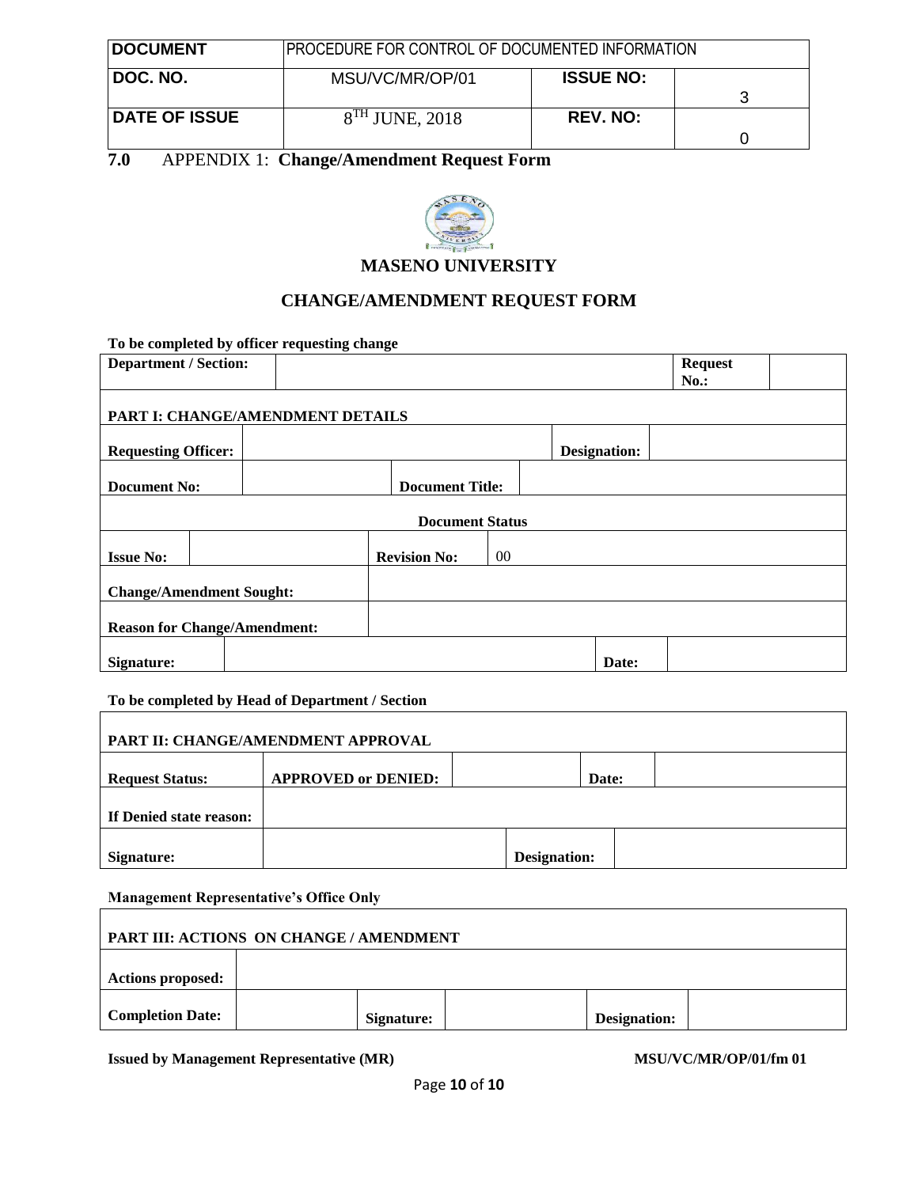| DOCUMENT | PROCEDURE FOR CONTROL OF DOCUMENTED INFORMATION | | |
|---|---|---|---|
| DOC. NO. | MSU/VC/MR/OP/01 | ISSUE NO: | 3 |
| DATE OF ISSUE | 8[TH] JUNE, 2018 | REV. NO: | 0 |

**7.0** APPENDIX 1: **Change/Amendment Request Form**

## MASENO UNIVERSITY

## CHANGE/AMENDMENT REQUEST FORM

**To be completed by officer requesting change**

| | | | |
|---|---|---|---|
| **Department / Section:** | | **Request No.:** | |

| | | | |
|---|---|---|---|
| **PART I: CHANGE/AMENDMENT DETAILS** | | | |
| **Requesting Officer:** | | **Designation:** | |
| **Document No:** | | **Document Title:** | |
| **Document Status** | | | |
| **Issue No:** | | **Revision No:** | 00 |
| **Change/Amendment Sought:** | | | |
| **Reason for Change/Amendment:** | | | |
| **Signature:** | | **Date:** | |

**To be completed by Head of Department / Section**

| | | | | |
|---|---|---|---|---|
| **PART II: CHANGE/AMENDMENT APPROVAL** | | | | |
| **Request Status:** | **APPROVED or DENIED:** | | **Date:** | |
| **If Denied state reason:** | | | | |
| **Signature:** | | **Designation:** | | |

**Management Representative's Office Only**

| | | | | | |
|---|---|---|---|---|---|
| **PART III: ACTIONS ON CHANGE / AMENDMENT** | | | | | |
| **Actions proposed:** | | | | | |
| **Completion Date:** | | **Signature:** | | **Designation:** | |

**Issued by Management Representative (MR)** **MSU/VC/MR/OP/01/fm 01**